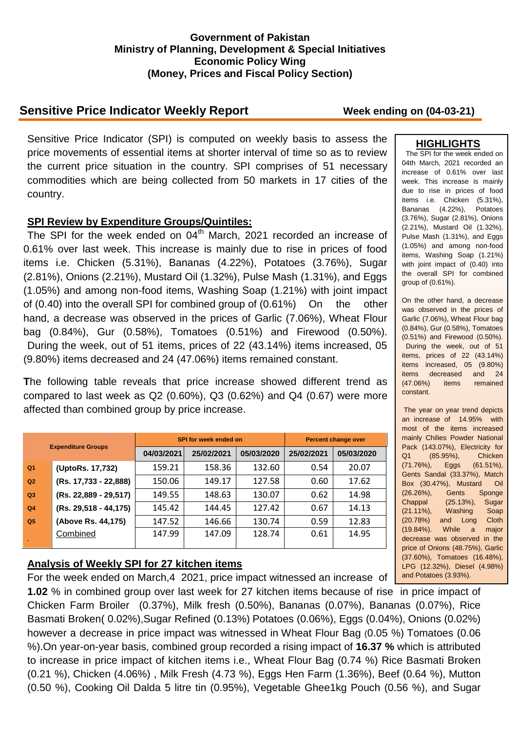**Government of Pakistan**
**Ministry of Planning, Development & Special Initiatives**
**Economic Policy Wing**
**(Money, Prices and Fiscal Policy Section)**

## Sensitive Price Indicator Weekly Report — Week ending on (04-03-21)

Sensitive Price Indicator (SPI) is computed on weekly basis to assess the price movements of essential items at shorter interval of time so as to review the current price situation in the country. SPI comprises of 51 necessary commodities which are being collected from 50 markets in 17 cities of the country.

### SPI Review by Expenditure Groups/Quintiles:

The SPI for the week ended on 04th March, 2021 recorded an increase of 0.61% over last week. This increase is mainly due to rise in prices of food items i.e. Chicken (5.31%), Bananas (4.22%), Potatoes (3.76%), Sugar (2.81%), Onions (2.21%), Mustard Oil (1.32%), Pulse Mash (1.31%), and Eggs (1.05%) and among non-food items, Washing Soap (1.21%) with joint impact of (0.40) into the overall SPI for combined group of (0.61%) On the other hand, a decrease was observed in the prices of Garlic (7.06%), Wheat Flour bag (0.84%), Gur (0.58%), Tomatoes (0.51%) and Firewood (0.50%). During the week, out of 51 items, prices of 22 (43.14%) items increased, 05 (9.80%) items decreased and 24 (47.06%) items remained constant.

**T**he following table reveals that price increase showed different trend as compared to last week as Q2 (0.60%), Q3 (0.62%) and Q4 (0.67) were more affected than combined group by price increase.

| Expenditure Groups | | SPI for week ended on | | | Percent change over | |
|---|---|---|---|---|---|---|
| | | 04/03/2021 | 25/02/2021 | 05/03/2020 | 25/02/2021 | 05/03/2020 |
| Q1 | (UptoRs. 17,732) | 159.21 | 158.36 | 132.60 | 0.54 | 20.07 |
| Q2 | (Rs. 17,733 - 22,888) | 150.06 | 149.17 | 127.58 | 0.60 | 17.62 |
| Q3 | (Rs. 22,889 - 29,517) | 149.55 | 148.63 | 130.07 | 0.62 | 14.98 |
| Q4 | (Rs. 29,518 - 44,175) | 145.42 | 144.45 | 127.42 | 0.67 | 14.13 |
| Q5 | (Above Rs. 44,175) | 147.52 | 146.66 | 130.74 | 0.59 | 12.83 |
| | Combined | 147.99 | 147.09 | 128.74 | 0.61 | 14.95 |

### HIGHLIGHTS

The SPI for the week ended on 04th March, 2021 recorded an increase of 0.61% over last week. This increase is mainly due to rise in prices of food items i.e. Chicken (5.31%), Bananas (4.22%), Potatoes (3.76%), Sugar (2.81%), Onions (2.21%), Mustard Oil (1.32%), Pulse Mash (1.31%), and Eggs (1.05%) and among non-food items, Washing Soap (1.21%) with joint impact of (0.40) into the overall SPI for combined group of (0.61%).

On the other hand, a decrease was observed in the prices of Garlic (7.06%), Wheat Flour bag (0.84%), Gur (0.58%), Tomatoes (0.51%) and Firewood (0.50%). During the week, out of 51 items, prices of 22 (43.14%) items increased, 05 (9.80%) items decreased and 24 (47.06%) items remained constant.

The year on year trend depicts an increase of 14.95% with most of the items increased mainly Chilies Powder National Pack (143.07%), Electricity for Q1 (85.95%), Chicken (71.76%), Eggs (61.51%), Gents Sandal (33.37%), Match Box (30.47%), Mustard Oil (26.26%), Gents Sponge Chappal (25.13%), Sugar (21.11%), Washing Soap (20.78%) and Long Cloth (19.84%). While a major decrease was observed in the price of Onions (48.75%), Garlic (37.60%), Tomatoes (16.48%), LPG (12.32%), Diesel (4.98%) and Potatoes (3.93%).

### Analysis of Weekly SPI for 27 kitchen items

For the week ended on March,4 2021, price impact witnessed an increase of **1.02** % in combined group over last week for 27 kitchen items because of rise in price impact of Chicken Farm Broiler (0.37%), Milk fresh (0.50%), Bananas (0.07%), Bananas (0.07%), Rice Basmati Broken( 0.02%),Sugar Refined (0.13%) Potatoes (0.06%), Eggs (0.04%), Onions (0.02%) however a decrease in price impact was witnessed in Wheat Flour Bag (0.05 %) Tomatoes (0.06 %).On year-on-year basis, combined group recorded a rising impact of **16.37 %** which is attributed to increase in price impact of kitchen items i.e., Wheat Flour Bag (0.74 %) Rice Basmati Broken (0.21 %), Chicken (4.06%) , Milk Fresh (4.73 %), Eggs Hen Farm (1.36%), Beef (0.64 %), Mutton (0.50 %), Cooking Oil Dalda 5 litre tin (0.95%), Vegetable Ghee1kg Pouch (0.56 %), and Sugar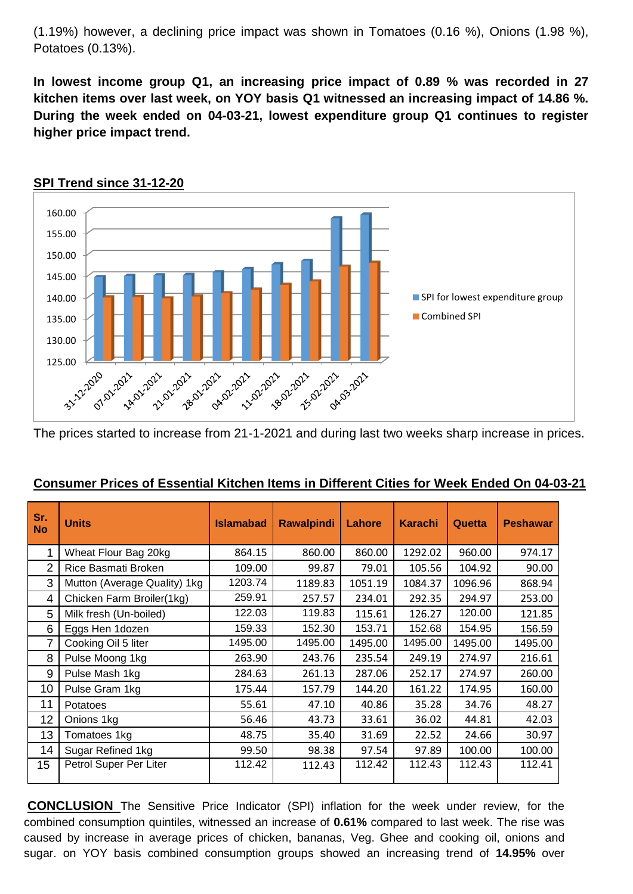(1.19%) however, a declining price impact was shown in Tomatoes (0.16 %), Onions (1.98 %), Potatoes (0.13%).

**In lowest income group Q1, an increasing price impact of 0.89 % was recorded in 27 kitchen items over last week, on YOY basis Q1 witnessed an increasing impact of 14.86 %. During the week ended on 04-03-21, lowest expenditure group Q1 continues to register higher price impact trend.**

## SPI Trend since 31-12-20

The prices started to increase from 21-1-2021 and during last two weeks sharp increase in prices.

## Consumer Prices of Essential Kitchen Items in Different Cities for Week Ended On 04-03-21

| Sr. No | Units | Islamabad | Rawalpindi | Lahore | Karachi | Quetta | Peshawar |
|---|---|---|---|---|---|---|---|
| 1 | Wheat Flour Bag 20kg | 864.15 | 860.00 | 860.00 | 1292.02 | 960.00 | 974.17 |
| 2 | Rice Basmati Broken | 109.00 | 99.87 | 79.01 | 105.56 | 104.92 | 90.00 |
| 3 | Mutton (Average Quality) 1kg | 1203.74 | 1189.83 | 1051.19 | 1084.37 | 1096.96 | 868.94 |
| 4 | Chicken Farm Broiler(1kg) | 259.91 | 257.57 | 234.01 | 292.35 | 294.97 | 253.00 |
| 5 | Milk fresh (Un-boiled) | 122.03 | 119.83 | 115.61 | 126.27 | 120.00 | 121.85 |
| 6 | Eggs Hen 1dozen | 159.33 | 152.30 | 153.71 | 152.68 | 154.95 | 156.59 |
| 7 | Cooking Oil 5 liter | 1495.00 | 1495.00 | 1495.00 | 1495.00 | 1495.00 | 1495.00 |
| 8 | Pulse Moong 1kg | 263.90 | 243.76 | 235.54 | 249.19 | 274.97 | 216.61 |
| 9 | Pulse Mash 1kg | 284.63 | 261.13 | 287.06 | 252.17 | 274.97 | 260.00 |
| 10 | Pulse Gram 1kg | 175.44 | 157.79 | 144.20 | 161.22 | 174.95 | 160.00 |
| 11 | Potatoes | 55.61 | 47.10 | 40.86 | 35.28 | 34.76 | 48.27 |
| 12 | Onions 1kg | 56.46 | 43.73 | 33.61 | 36.02 | 44.81 | 42.03 |
| 13 | Tomatoes 1kg | 48.75 | 35.40 | 31.69 | 22.52 | 24.66 | 30.97 |
| 14 | Sugar Refined 1kg | 99.50 | 98.38 | 97.54 | 97.89 | 100.00 | 100.00 |
| 15 | Petrol Super Per Liter | 112.42 | 112.43 | 112.42 | 112.43 | 112.43 | 112.41 |

**CONCLUSION** The Sensitive Price Indicator (SPI) inflation for the week under review, for the combined consumption quintiles, witnessed an increase of **0.61%** compared to last week. The rise was caused by increase in average prices of chicken, bananas, Veg. Ghee and cooking oil, onions and sugar. on YOY basis combined consumption groups showed an increasing trend of **14.95%** over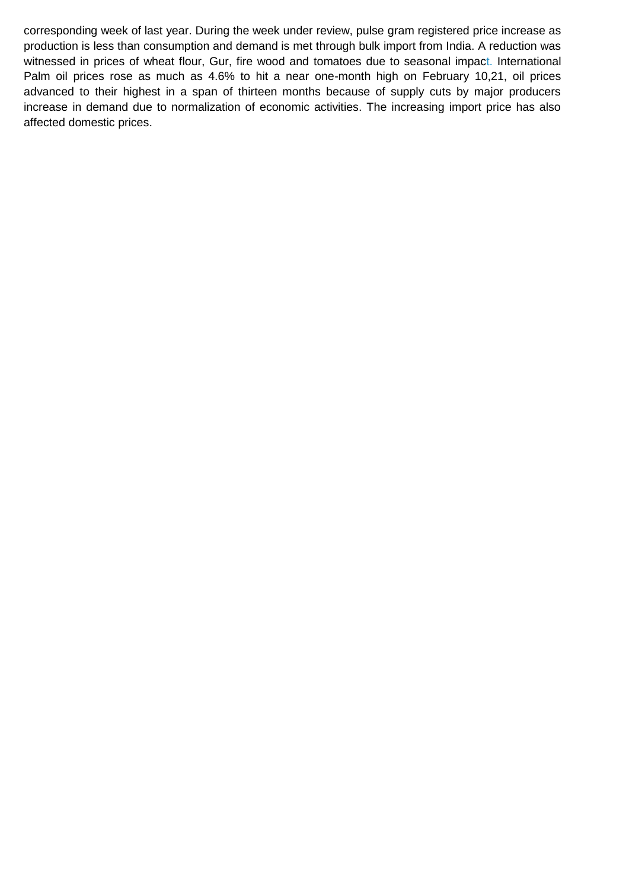corresponding week of last year. During the week under review, pulse gram registered price increase as production is less than consumption and demand is met through bulk import from India. A reduction was witnessed in prices of wheat flour, Gur, fire wood and tomatoes due to seasonal impact. International Palm oil prices rose as much as 4.6% to hit a near one-month high on February 10,21, oil prices advanced to their highest in a span of thirteen months because of supply cuts by major producers increase in demand due to normalization of economic activities. The increasing import price has also affected domestic prices.